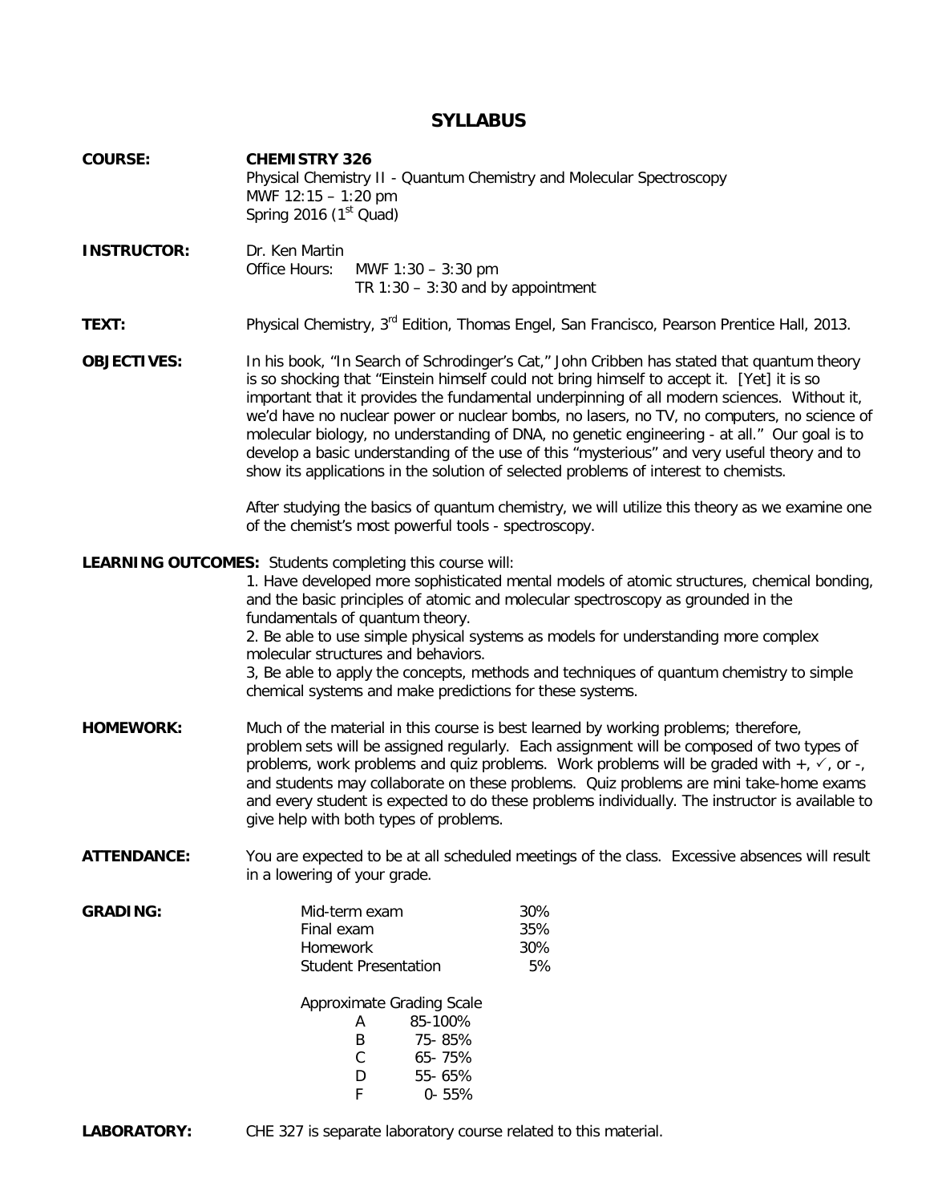# SYLLABUS

**COURSE:** **CHEMISTRY 326**
Physical Chemistry II - Quantum Chemistry and Molecular Spectroscopy
MWF 12:15 – 1:20 pm
Spring 2016 (1st Quad)

**INSTRUCTOR:** Dr. Ken Martin
Office Hours: MWF 1:30 – 3:30 pm
TR 1:30 – 3:30 and by appointment

**TEXT:** Physical Chemistry, 3rd Edition, Thomas Engel, San Francisco, Pearson Prentice Hall, 2013.

**OBJECTIVES:** In his book, "In Search of Schrodinger's Cat," John Cribben has stated that quantum theory is so shocking that "Einstein himself could not bring himself to accept it. [Yet] it is so important that it provides the fundamental underpinning of all modern sciences. Without it, we'd have no nuclear power or nuclear bombs, no lasers, no TV, no computers, no science of molecular biology, no understanding of DNA, no genetic engineering - at all." Our goal is to develop a basic understanding of the use of this "mysterious" and very useful theory and to show its applications in the solution of selected problems of interest to chemists.

After studying the basics of quantum chemistry, we will utilize this theory as we examine one of the chemist's most powerful tools - spectroscopy.

**LEARNING OUTCOMES:** Students completing this course will:

1. Have developed more sophisticated mental models of atomic structures, chemical bonding, and the basic principles of atomic and molecular spectroscopy as grounded in the fundamentals of quantum theory.
2. Be able to use simple physical systems as models for understanding more complex molecular structures and behaviors.
3, Be able to apply the concepts, methods and techniques of quantum chemistry to simple chemical systems and make predictions for these systems.

**HOMEWORK:** Much of the material in this course is best learned by working problems; therefore, problem sets will be assigned regularly. Each assignment will be composed of two types of problems, work problems and quiz problems. Work problems will be graded with +, ✓, or -, and students may collaborate on these problems. Quiz problems are mini take-home exams and every student is expected to do these problems individually. The instructor is available to give help with both types of problems.

**ATTENDANCE:** You are expected to be at all scheduled meetings of the class. Excessive absences will result in a lowering of your grade.

**GRADING:**

| | |
|---|---|
| Mid-term exam | 30% |
| Final exam | 35% |
| Homework | 30% |
| Student Presentation | 5% |

Approximate Grading Scale

| | |
|---|---|
| A | 85-100% |
| B | 75- 85% |
| C | 65- 75% |
| D | 55- 65% |
| F | 0- 55% |

**LABORATORY:** CHE 327 is separate laboratory course related to this material.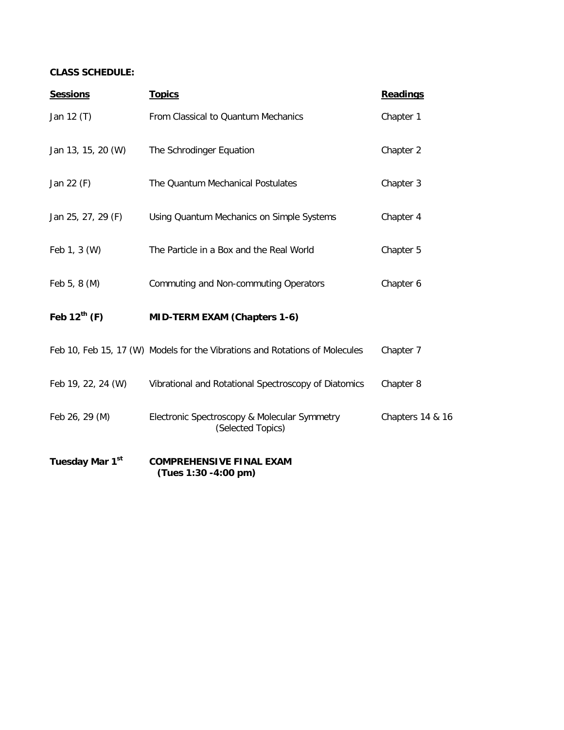**CLASS SCHEDULE:**

| Sessions | Topics | Readings |
|---|---|---|
| Jan 12 (T) | From Classical to Quantum Mechanics | Chapter 1 |
| Jan 13, 15, 20 (W) | The Schrodinger Equation | Chapter 2 |
| Jan 22 (F) | The Quantum Mechanical Postulates | Chapter 3 |
| Jan 25, 27, 29 (F) | Using Quantum Mechanics on Simple Systems | Chapter 4 |
| Feb 1, 3 (W) | The Particle in a Box and the Real World | Chapter 5 |
| Feb 5, 8 (M) | Commuting and Non-commuting Operators | Chapter 6 |
| **Feb 12th (F)** | **MID-TERM EXAM (Chapters 1-6)** | |
| Feb 10, Feb 15, 17 (W) | Models for the Vibrations and Rotations of Molecules | Chapter 7 |
| Feb 19, 22, 24 (W) | Vibrational and Rotational Spectroscopy of Diatomics | Chapter 8 |
| Feb 26, 29 (M) | Electronic Spectroscopy & Molecular Symmetry (Selected Topics) | Chapters 14 & 16 |
| **Tuesday Mar 1st** | **COMPREHENSIVE FINAL EXAM (Tues 1:30 -4:00 pm)** | |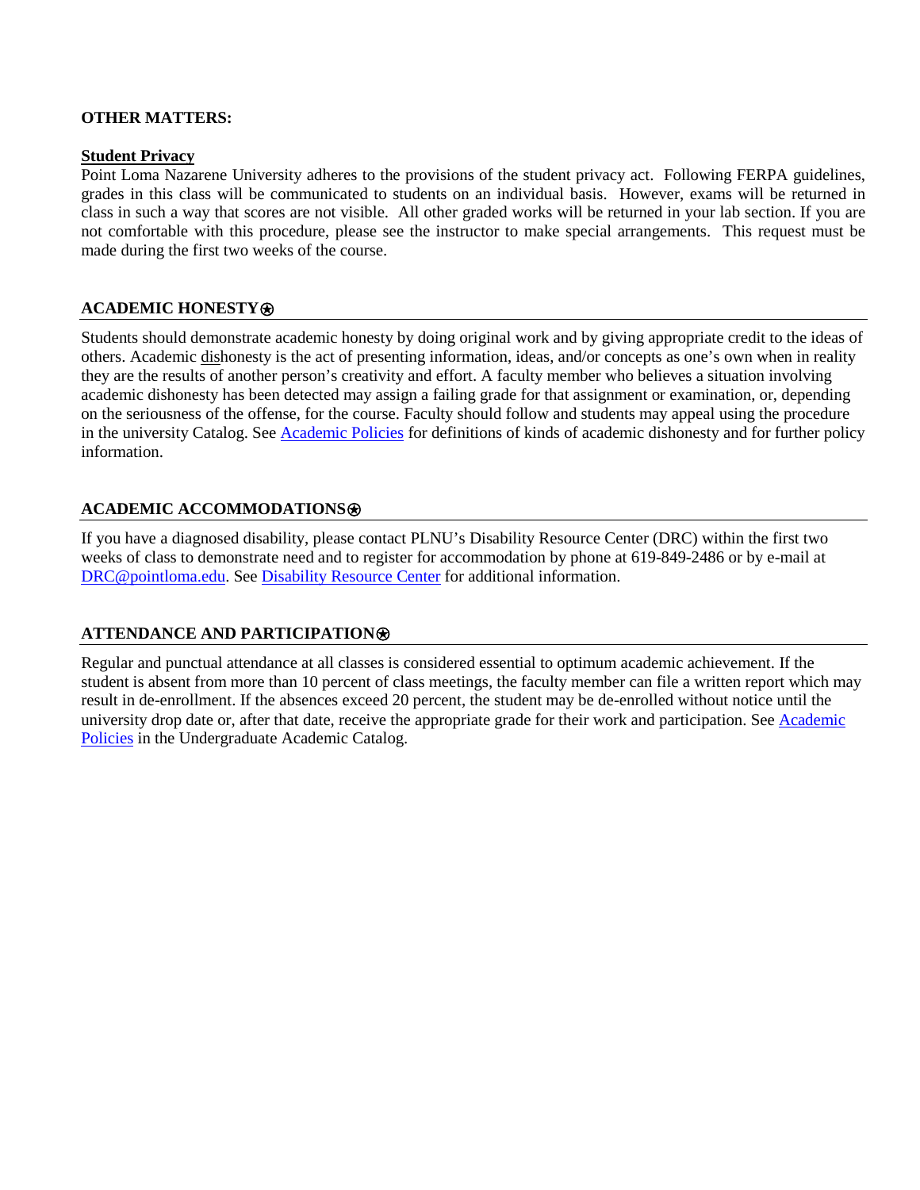**OTHER MATTERS:**

**Student Privacy**

Point Loma Nazarene University adheres to the provisions of the student privacy act. Following FERPA guidelines, grades in this class will be communicated to students on an individual basis. However, exams will be returned in class in such a way that scores are not visible. All other graded works will be returned in your lab section. If you are not comfortable with this procedure, please see the instructor to make special arrangements. This request must be made during the first two weeks of the course.

## ACADEMIC HONESTY⍟

Students should demonstrate academic honesty by doing original work and by giving appropriate credit to the ideas of others. Academic dishonesty is the act of presenting information, ideas, and/or concepts as one's own when in reality they are the results of another person's creativity and effort. A faculty member who believes a situation involving academic dishonesty has been detected may assign a failing grade for that assignment or examination, or, depending on the seriousness of the offense, for the course. Faculty should follow and students may appeal using the procedure in the university Catalog. See Academic Policies for definitions of kinds of academic dishonesty and for further policy information.

## ACADEMIC ACCOMMODATIONS⍟

If you have a diagnosed disability, please contact PLNU's Disability Resource Center (DRC) within the first two weeks of class to demonstrate need and to register for accommodation by phone at 619-849-2486 or by e-mail at DRC@pointloma.edu. See Disability Resource Center for additional information.

## ATTENDANCE AND PARTICIPATION⍟

Regular and punctual attendance at all classes is considered essential to optimum academic achievement. If the student is absent from more than 10 percent of class meetings, the faculty member can file a written report which may result in de-enrollment. If the absences exceed 20 percent, the student may be de-enrolled without notice until the university drop date or, after that date, receive the appropriate grade for their work and participation. See Academic Policies in the Undergraduate Academic Catalog.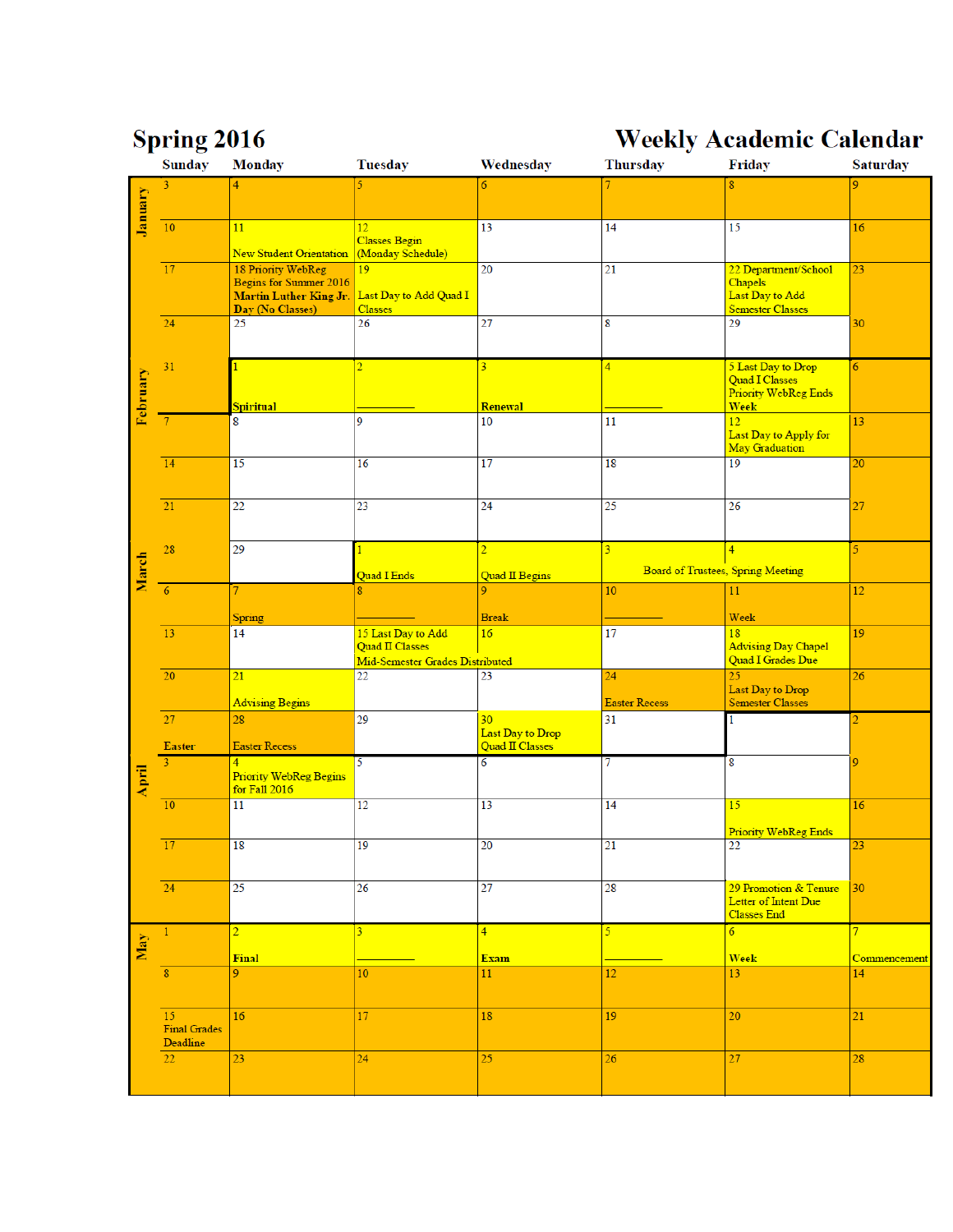# Spring 2016 — Weekly Academic Calendar

| Month | Sunday | Monday | Tuesday | Wednesday | Thursday | Friday | Saturday |
|---|---|---|---|---|---|---|---|
| January | 3 | 4 | 5 | 6 | 7 | 8 | 9 |
| | 10 | 11 New Student Orientation | 12 Classes Begin (Monday Schedule) | 13 | 14 | 15 | 16 |
| | 17 | 18 Priority WebReg Begins for Summer 2016 **Martin Luther King Jr. Day (No Classes)** | 19 Last Day to Add Quad I Classes | 20 | 21 | 22 Department/School Chapels Last Day to Add Semester Classes | 23 |
| | 24 | 25 | 26 | 27 | 8 | 29 | 30 |
| February | 31 | 1 Spiritual | 2 | 3 Renewal | 4 | 5 Last Day to Drop Quad I Classes Priority WebReg Ends Week | 6 |
| | 7 | 8 | 9 | 10 | 11 | 12 Last Day to Apply for May Graduation | 13 |
| | 14 | 15 | 16 | 17 | 18 | 19 | 20 |
| | 21 | 22 | 23 | 24 | 25 | 26 | 27 |
| March | 28 | 29 | 1 Quad I Ends | 2 Quad II Begins | 3 Board of Trustees, Spring Meeting | 4 | 5 |
| | 6 | 7 Spring | 8 | 9 Break | 10 | 11 Week | 12 |
| | 13 | 14 | 15 Last Day to Add Quad II Classes Mid-Semester Grades Distributed | 16 | 17 | 18 Advising Day Chapel Quad I Grades Due | 19 |
| | 20 | 21 Advising Begins | 22 | 23 | 24 Easter Recess | 25 Last Day to Drop Semester Classes | 26 |
| | 27 Easter | 28 Easter Recess | 29 | 30 Last Day to Drop Quad II Classes | 31 | 1 | 2 |
| April | 3 | 4 Priority WebReg Begins for Fall 2016 | 5 | 6 | 7 | 8 | 9 |
| | 10 | 11 | 12 | 13 | 14 | 15 Priority WebReg Ends | 16 |
| | 17 | 18 | 19 | 20 | 21 | 22 | 23 |
| | 24 | 25 | 26 | 27 | 28 | 29 Promotion & Tenure Letter of Intent Due Classes End | 30 |
| May | 1 | 2 Final | 3 | 4 Exam | 5 | 6 Week | 7 Commencement |
| | 8 | 9 | 10 | 11 | 12 | 13 | 14 |
| | 15 Final Grades Deadline | 16 | 17 | 18 | 19 | 20 | 21 |
| | 22 | 23 | 24 | 25 | 26 | 27 | 28 |